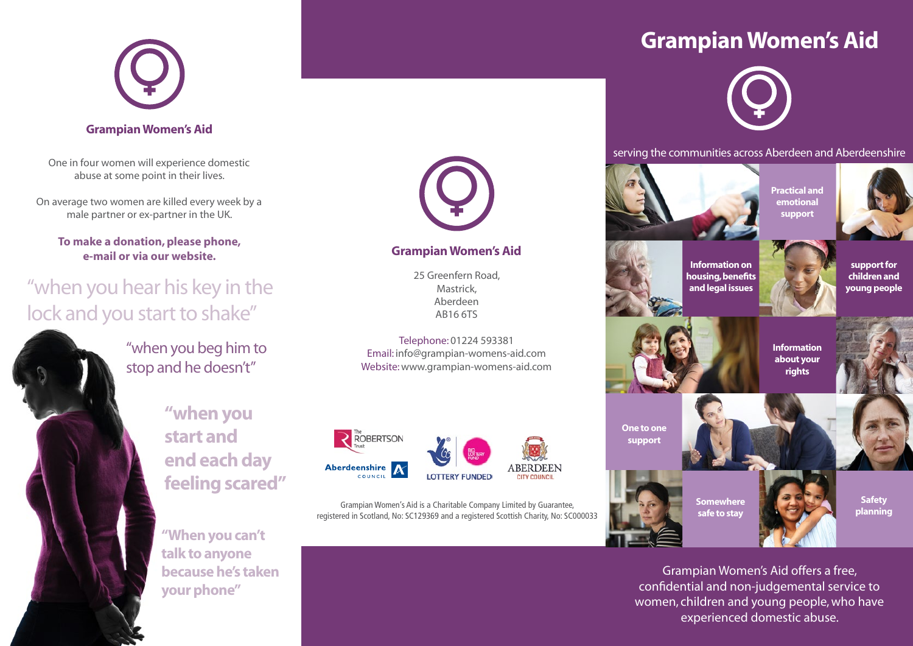## Grampian Women's Aid

One in four women will experience domestic abuse at some point in their lives.

On average two women are killed every week by a male partner or ex-partner in the UK.

**To make a donation, please phone, e-mail or via our website.**

"when you hear his key in the lock and you start to shake"

"when you beg him to stop and he doesn't"

**"when you start and end each day feeling scared"**

**"When you can't talk to anyone because he's taken your phone"**

## Grampian Women's Aid

25 Greenfern Road,
Mastrick,
Aberdeen
AB16 6TS

Telephone: 01224 593381
Email: info@grampian-womens-aid.com
Website: www.grampian-womens-aid.com

The ROBERTSON Trust

Aberdeenshire COUNCIL

LOTTERY FUNDED

ABERDEEN CITY COUNCIL

Grampian Women's Aid is a Charitable Company Limited by Guarantee, registered in Scotland, No: SC129369 and a registered Scottish Charity, No: SC000033

# Grampian Women's Aid

serving the communities across Aberdeen and Aberdeenshire

- **Practical and emotional support**
- **Information on housing, benefits and legal issues**
- **support for children and young people**
- **Information about your rights**
- **One to one support**
- **Somewhere safe to stay**
- **Safety planning**

Grampian Women's Aid offers a free, confidential and non-judgemental service to women, children and young people, who have experienced domestic abuse.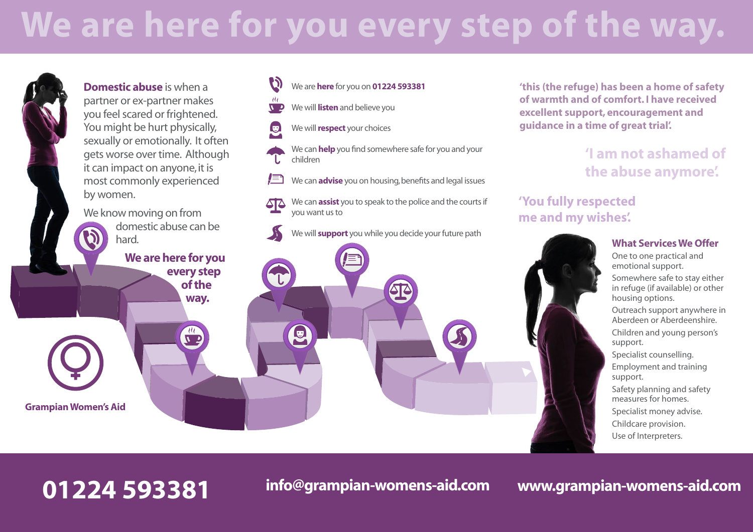# We are here for you every step of the way.

**Domestic abuse** is when a partner or ex-partner makes you feel scared or frightened. You might be hurt physically, sexually or emotionally. It often gets worse over time. Although it can impact on anyone, it is most commonly experienced by women.

We know moving on from domestic abuse can be hard.

**We are here for you every step of the way.**

- We are **here** for you on **01224 593381**
- We will **listen** and believe you
- We will **respect** your choices
- We can **help** you find somewhere safe for you and your children
- We can **advise** you on housing, benefits and legal issues
- We can **assist** you to speak to the police and the courts if you want us to
- We will **support** you while you decide your future path

**'this (the refuge) has been a home of safety of warmth and of comfort. I have received excellent support, encouragement and guidance in a time of great trial'.**

**'I am not ashamed of the abuse anymore'.**

**'You fully respected me and my wishes'.**

### What Services We Offer

- One to one practical and emotional support.
- Somewhere safe to stay either in refuge (if available) or other housing options.
- Outreach support anywhere in Aberdeen or Aberdeenshire.
- Children and young person's support.
- Specialist counselling.
- Employment and training support.
- Safety planning and safety measures for homes.
- Specialist money advise.
- Childcare provision.
- Use of Interpreters.

**Grampian Women's Aid**

**01224 593381**

**info@grampian-womens-aid.com**

**www.grampian-womens-aid.com**